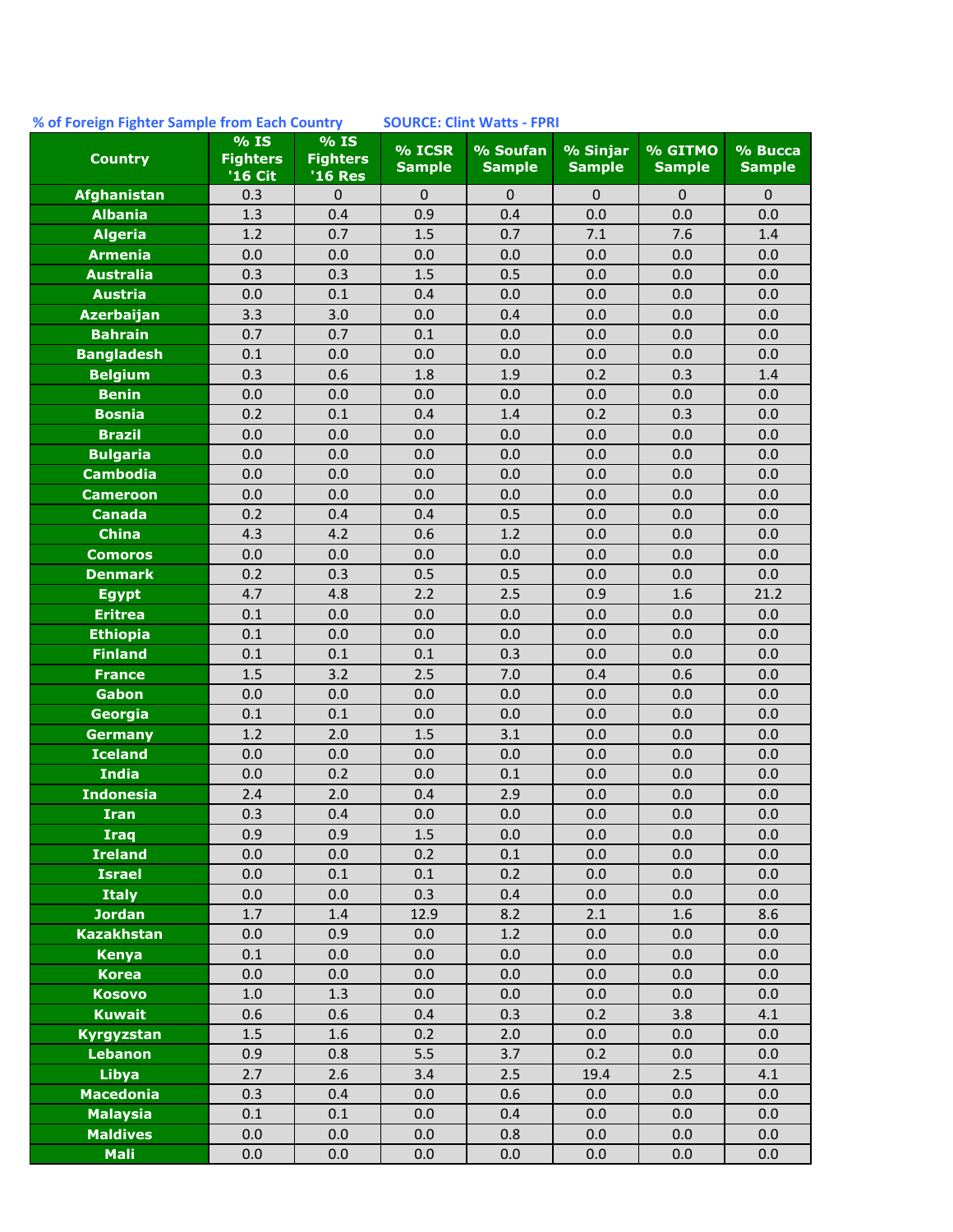**% of Foreign Fighter Sample from Each Country** **SOURCE: Clint Watts - FPRI**

| Country | % IS Fighters '16 Cit | % IS Fighters '16 Res | % ICSR Sample | % Soufan Sample | % Sinjar Sample | % GITMO Sample | % Bucca Sample |
|---|---|---|---|---|---|---|---|
| Afghanistan | 0.3 | 0 | 0 | 0 | 0 | 0 | 0 |
| Albania | 1.3 | 0.4 | 0.9 | 0.4 | 0.0 | 0.0 | 0.0 |
| Algeria | 1.2 | 0.7 | 1.5 | 0.7 | 7.1 | 7.6 | 1.4 |
| Armenia | 0.0 | 0.0 | 0.0 | 0.0 | 0.0 | 0.0 | 0.0 |
| Australia | 0.3 | 0.3 | 1.5 | 0.5 | 0.0 | 0.0 | 0.0 |
| Austria | 0.0 | 0.1 | 0.4 | 0.0 | 0.0 | 0.0 | 0.0 |
| Azerbaijan | 3.3 | 3.0 | 0.0 | 0.4 | 0.0 | 0.0 | 0.0 |
| Bahrain | 0.7 | 0.7 | 0.1 | 0.0 | 0.0 | 0.0 | 0.0 |
| Bangladesh | 0.1 | 0.0 | 0.0 | 0.0 | 0.0 | 0.0 | 0.0 |
| Belgium | 0.3 | 0.6 | 1.8 | 1.9 | 0.2 | 0.3 | 1.4 |
| Benin | 0.0 | 0.0 | 0.0 | 0.0 | 0.0 | 0.0 | 0.0 |
| Bosnia | 0.2 | 0.1 | 0.4 | 1.4 | 0.2 | 0.3 | 0.0 |
| Brazil | 0.0 | 0.0 | 0.0 | 0.0 | 0.0 | 0.0 | 0.0 |
| Bulgaria | 0.0 | 0.0 | 0.0 | 0.0 | 0.0 | 0.0 | 0.0 |
| Cambodia | 0.0 | 0.0 | 0.0 | 0.0 | 0.0 | 0.0 | 0.0 |
| Cameroon | 0.0 | 0.0 | 0.0 | 0.0 | 0.0 | 0.0 | 0.0 |
| Canada | 0.2 | 0.4 | 0.4 | 0.5 | 0.0 | 0.0 | 0.0 |
| China | 4.3 | 4.2 | 0.6 | 1.2 | 0.0 | 0.0 | 0.0 |
| Comoros | 0.0 | 0.0 | 0.0 | 0.0 | 0.0 | 0.0 | 0.0 |
| Denmark | 0.2 | 0.3 | 0.5 | 0.5 | 0.0 | 0.0 | 0.0 |
| Egypt | 4.7 | 4.8 | 2.2 | 2.5 | 0.9 | 1.6 | 21.2 |
| Eritrea | 0.1 | 0.0 | 0.0 | 0.0 | 0.0 | 0.0 | 0.0 |
| Ethiopia | 0.1 | 0.0 | 0.0 | 0.0 | 0.0 | 0.0 | 0.0 |
| Finland | 0.1 | 0.1 | 0.1 | 0.3 | 0.0 | 0.0 | 0.0 |
| France | 1.5 | 3.2 | 2.5 | 7.0 | 0.4 | 0.6 | 0.0 |
| Gabon | 0.0 | 0.0 | 0.0 | 0.0 | 0.0 | 0.0 | 0.0 |
| Georgia | 0.1 | 0.1 | 0.0 | 0.0 | 0.0 | 0.0 | 0.0 |
| Germany | 1.2 | 2.0 | 1.5 | 3.1 | 0.0 | 0.0 | 0.0 |
| Iceland | 0.0 | 0.0 | 0.0 | 0.0 | 0.0 | 0.0 | 0.0 |
| India | 0.0 | 0.2 | 0.0 | 0.1 | 0.0 | 0.0 | 0.0 |
| Indonesia | 2.4 | 2.0 | 0.4 | 2.9 | 0.0 | 0.0 | 0.0 |
| Iran | 0.3 | 0.4 | 0.0 | 0.0 | 0.0 | 0.0 | 0.0 |
| Iraq | 0.9 | 0.9 | 1.5 | 0.0 | 0.0 | 0.0 | 0.0 |
| Ireland | 0.0 | 0.0 | 0.2 | 0.1 | 0.0 | 0.0 | 0.0 |
| Israel | 0.0 | 0.1 | 0.1 | 0.2 | 0.0 | 0.0 | 0.0 |
| Italy | 0.0 | 0.0 | 0.3 | 0.4 | 0.0 | 0.0 | 0.0 |
| Jordan | 1.7 | 1.4 | 12.9 | 8.2 | 2.1 | 1.6 | 8.6 |
| Kazakhstan | 0.0 | 0.9 | 0.0 | 1.2 | 0.0 | 0.0 | 0.0 |
| Kenya | 0.1 | 0.0 | 0.0 | 0.0 | 0.0 | 0.0 | 0.0 |
| Korea | 0.0 | 0.0 | 0.0 | 0.0 | 0.0 | 0.0 | 0.0 |
| Kosovo | 1.0 | 1.3 | 0.0 | 0.0 | 0.0 | 0.0 | 0.0 |
| Kuwait | 0.6 | 0.6 | 0.4 | 0.3 | 0.2 | 3.8 | 4.1 |
| Kyrgyzstan | 1.5 | 1.6 | 0.2 | 2.0 | 0.0 | 0.0 | 0.0 |
| Lebanon | 0.9 | 0.8 | 5.5 | 3.7 | 0.2 | 0.0 | 0.0 |
| Libya | 2.7 | 2.6 | 3.4 | 2.5 | 19.4 | 2.5 | 4.1 |
| Macedonia | 0.3 | 0.4 | 0.0 | 0.6 | 0.0 | 0.0 | 0.0 |
| Malaysia | 0.1 | 0.1 | 0.0 | 0.4 | 0.0 | 0.0 | 0.0 |
| Maldives | 0.0 | 0.0 | 0.0 | 0.8 | 0.0 | 0.0 | 0.0 |
| Mali | 0.0 | 0.0 | 0.0 | 0.0 | 0.0 | 0.0 | 0.0 |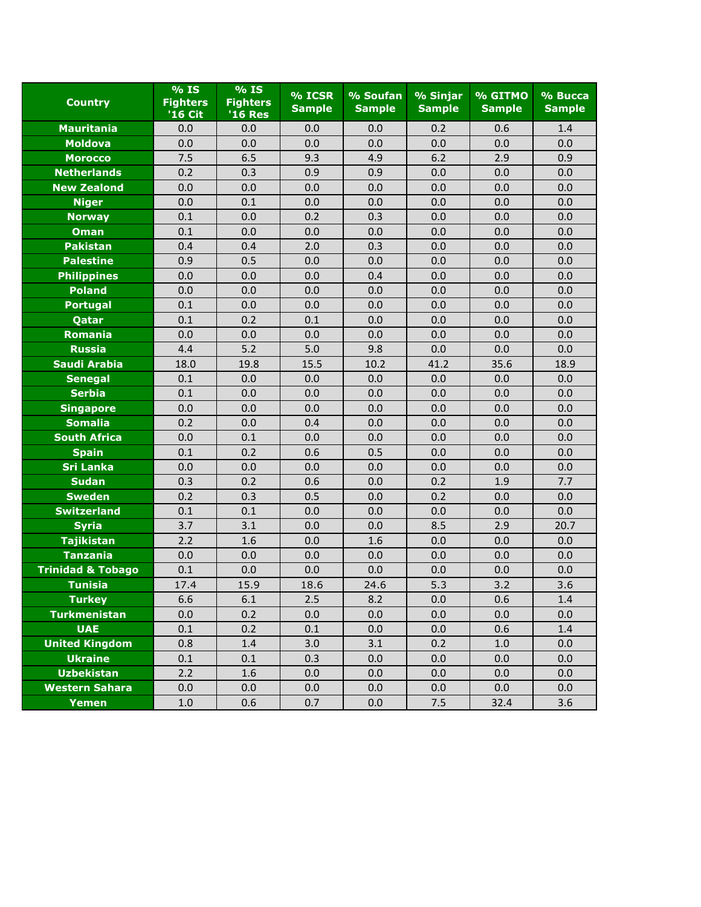| Country | % IS Fighters '16 Cit | % IS Fighters '16 Res | % ICSR Sample | % Soufan Sample | % Sinjar Sample | % GITMO Sample | % Bucca Sample |
|---|---|---|---|---|---|---|---|
| Mauritania | 0.0 | 0.0 | 0.0 | 0.0 | 0.2 | 0.6 | 1.4 |
| Moldova | 0.0 | 0.0 | 0.0 | 0.0 | 0.0 | 0.0 | 0.0 |
| Morocco | 7.5 | 6.5 | 9.3 | 4.9 | 6.2 | 2.9 | 0.9 |
| Netherlands | 0.2 | 0.3 | 0.9 | 0.9 | 0.0 | 0.0 | 0.0 |
| New Zealond | 0.0 | 0.0 | 0.0 | 0.0 | 0.0 | 0.0 | 0.0 |
| Niger | 0.0 | 0.1 | 0.0 | 0.0 | 0.0 | 0.0 | 0.0 |
| Norway | 0.1 | 0.0 | 0.2 | 0.3 | 0.0 | 0.0 | 0.0 |
| Oman | 0.1 | 0.0 | 0.0 | 0.0 | 0.0 | 0.0 | 0.0 |
| Pakistan | 0.4 | 0.4 | 2.0 | 0.3 | 0.0 | 0.0 | 0.0 |
| Palestine | 0.9 | 0.5 | 0.0 | 0.0 | 0.0 | 0.0 | 0.0 |
| Philippines | 0.0 | 0.0 | 0.0 | 0.4 | 0.0 | 0.0 | 0.0 |
| Poland | 0.0 | 0.0 | 0.0 | 0.0 | 0.0 | 0.0 | 0.0 |
| Portugal | 0.1 | 0.0 | 0.0 | 0.0 | 0.0 | 0.0 | 0.0 |
| Qatar | 0.1 | 0.2 | 0.1 | 0.0 | 0.0 | 0.0 | 0.0 |
| Romania | 0.0 | 0.0 | 0.0 | 0.0 | 0.0 | 0.0 | 0.0 |
| Russia | 4.4 | 5.2 | 5.0 | 9.8 | 0.0 | 0.0 | 0.0 |
| Saudi Arabia | 18.0 | 19.8 | 15.5 | 10.2 | 41.2 | 35.6 | 18.9 |
| Senegal | 0.1 | 0.0 | 0.0 | 0.0 | 0.0 | 0.0 | 0.0 |
| Serbia | 0.1 | 0.0 | 0.0 | 0.0 | 0.0 | 0.0 | 0.0 |
| Singapore | 0.0 | 0.0 | 0.0 | 0.0 | 0.0 | 0.0 | 0.0 |
| Somalia | 0.2 | 0.0 | 0.4 | 0.0 | 0.0 | 0.0 | 0.0 |
| South Africa | 0.0 | 0.1 | 0.0 | 0.0 | 0.0 | 0.0 | 0.0 |
| Spain | 0.1 | 0.2 | 0.6 | 0.5 | 0.0 | 0.0 | 0.0 |
| Sri Lanka | 0.0 | 0.0 | 0.0 | 0.0 | 0.0 | 0.0 | 0.0 |
| Sudan | 0.3 | 0.2 | 0.6 | 0.0 | 0.2 | 1.9 | 7.7 |
| Sweden | 0.2 | 0.3 | 0.5 | 0.0 | 0.2 | 0.0 | 0.0 |
| Switzerland | 0.1 | 0.1 | 0.0 | 0.0 | 0.0 | 0.0 | 0.0 |
| Syria | 3.7 | 3.1 | 0.0 | 0.0 | 8.5 | 2.9 | 20.7 |
| Tajikistan | 2.2 | 1.6 | 0.0 | 1.6 | 0.0 | 0.0 | 0.0 |
| Tanzania | 0.0 | 0.0 | 0.0 | 0.0 | 0.0 | 0.0 | 0.0 |
| Trinidad & Tobago | 0.1 | 0.0 | 0.0 | 0.0 | 0.0 | 0.0 | 0.0 |
| Tunisia | 17.4 | 15.9 | 18.6 | 24.6 | 5.3 | 3.2 | 3.6 |
| Turkey | 6.6 | 6.1 | 2.5 | 8.2 | 0.0 | 0.6 | 1.4 |
| Turkmenistan | 0.0 | 0.2 | 0.0 | 0.0 | 0.0 | 0.0 | 0.0 |
| UAE | 0.1 | 0.2 | 0.1 | 0.0 | 0.0 | 0.6 | 1.4 |
| United Kingdom | 0.8 | 1.4 | 3.0 | 3.1 | 0.2 | 1.0 | 0.0 |
| Ukraine | 0.1 | 0.1 | 0.3 | 0.0 | 0.0 | 0.0 | 0.0 |
| Uzbekistan | 2.2 | 1.6 | 0.0 | 0.0 | 0.0 | 0.0 | 0.0 |
| Western Sahara | 0.0 | 0.0 | 0.0 | 0.0 | 0.0 | 0.0 | 0.0 |
| Yemen | 1.0 | 0.6 | 0.7 | 0.0 | 7.5 | 32.4 | 3.6 |